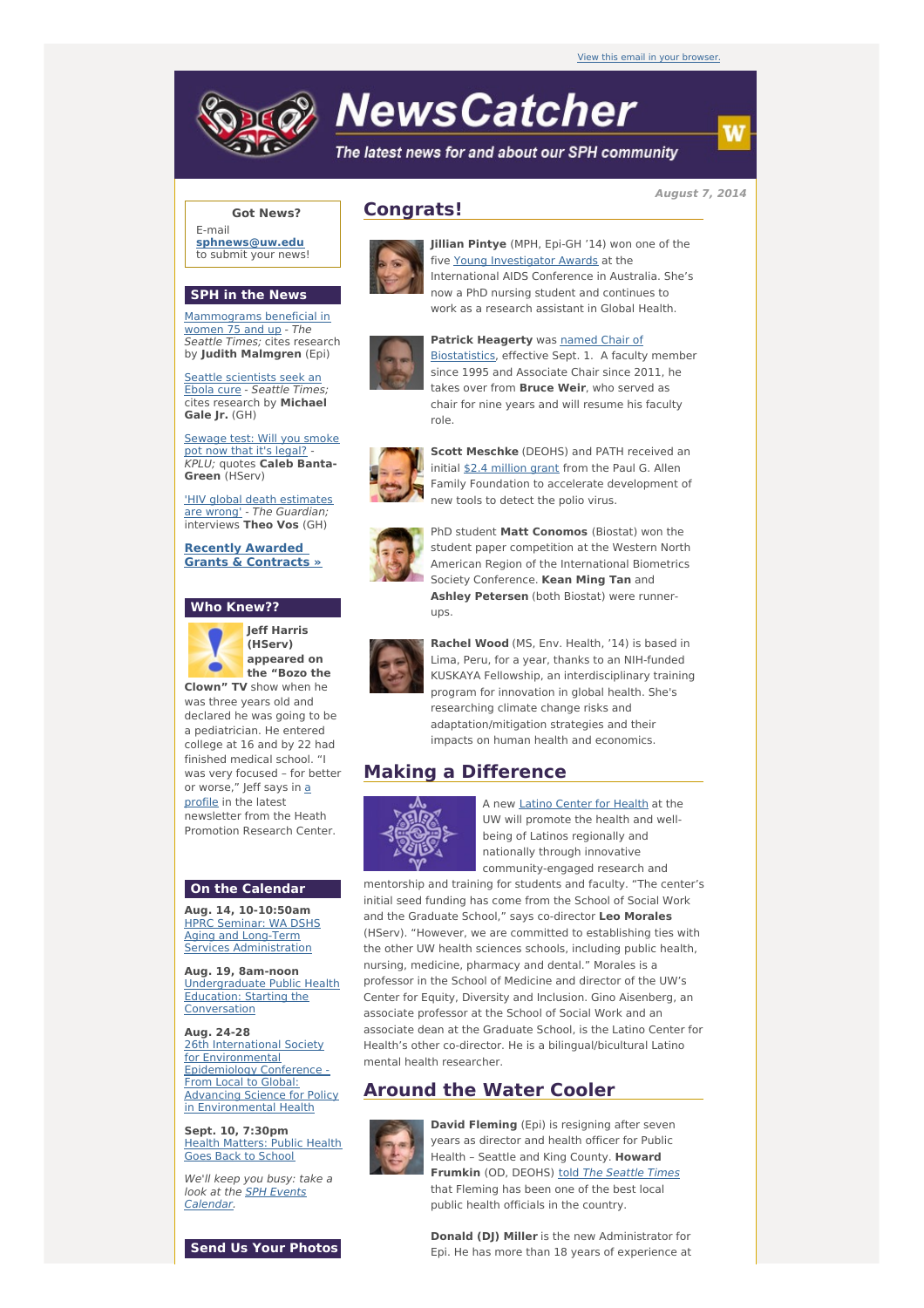View this email in your browser.

# NewsCatcher

*The latest news for and about our SPH community*

**August 7, 2014**

**Got News?**

E-mail **sphnews@uw.edu** to submit your news!

## SPH in the News

Mammograms beneficial in women 75 and up - *The Seattle Times;* cites research by **Judith Malmgren** (Epi)

Seattle scientists seek an Ebola cure - *Seattle Times;* cites research by **Michael Gale Jr.** (GH)

Sewage test: Will you smoke pot now that it's legal? - *KPLU;* quotes **Caleb Banta-Green** (HServ)

'HIV global death estimates are wrong' - *The Guardian;* interviews **Theo Vos** (GH)

**Recently Awarded Grants & Contracts »**

## Who Knew??

**Jeff Harris (HServ) appeared on the "Bozo the Clown" TV** show when he was three years old and declared he was going to be a pediatrician. He entered college at 16 and by 22 had finished medical school. "I was very focused – for better or worse," Jeff says in a profile in the latest newsletter from the Heath Promotion Research Center.

## On the Calendar

**Aug. 14, 10-10:50am**
HPRC Seminar: WA DSHS Aging and Long-Term Services Administration

**Aug. 19, 8am-noon**
Undergraduate Public Health Education: Starting the Conversation

**Aug. 24-28**
26th International Society for Environmental Epidemiology Conference - From Local to Global: Advancing Science for Policy in Environmental Health

**Sept. 10, 7:30pm**
Health Matters: Public Health Goes Back to School

*We'll keep you busy: take a look at the SPH Events Calendar.*

## Send Us Your Photos

## Congrats!

**Jillian Pintye** (MPH, Epi-GH '14) won one of the five Young Investigator Awards at the International AIDS Conference in Australia. She's now a PhD nursing student and continues to work as a research assistant in Global Health.

**Patrick Heagerty** was named Chair of Biostatistics, effective Sept. 1. A faculty member since 1995 and Associate Chair since 2011, he takes over from **Bruce Weir**, who served as chair for nine years and will resume his faculty role.

**Scott Meschke** (DEOHS) and PATH received an initial $2.4 million grant from the Paul G. Allen Family Foundation to accelerate development of new tools to detect the polio virus.

PhD student **Matt Conomos** (Biostat) won the student paper competition at the Western North American Region of the International Biometrics Society Conference. **Kean Ming Tan** and **Ashley Petersen** (both Biostat) were runner-ups.

**Rachel Wood** (MS, Env. Health, '14) is based in Lima, Peru, for a year, thanks to an NIH-funded KUSKAYA Fellowship, an interdisciplinary training program for innovation in global health. She's researching climate change risks and adaptation/mitigation strategies and their impacts on human health and economics.

## Making a Difference

A new Latino Center for Health at the UW will promote the health and well-being of Latinos regionally and nationally through innovative community-engaged research and mentorship and training for students and faculty. "The center's initial seed funding has come from the School of Social Work and the Graduate School," says co-director **Leo Morales** (HServ). "However, we are committed to establishing ties with the other UW health sciences schools, including public health, nursing, medicine, pharmacy and dental." Morales is a professor in the School of Medicine and director of the UW's Center for Equity, Diversity and Inclusion. Gino Aisenberg, an associate professor at the School of Social Work and an associate dean at the Graduate School, is the Latino Center for Health's other co-director. He is a bilingual/bicultural Latino mental health researcher.

## Around the Water Cooler

**David Fleming** (Epi) is resigning after seven years as director and health officer for Public Health – Seattle and King County. **Howard Frumkin** (OD, DEOHS) told *The Seattle Times* that Fleming has been one of the best local public health officials in the country.

**Donald (DJ) Miller** is the new Administrator for Epi. He has more than 18 years of experience at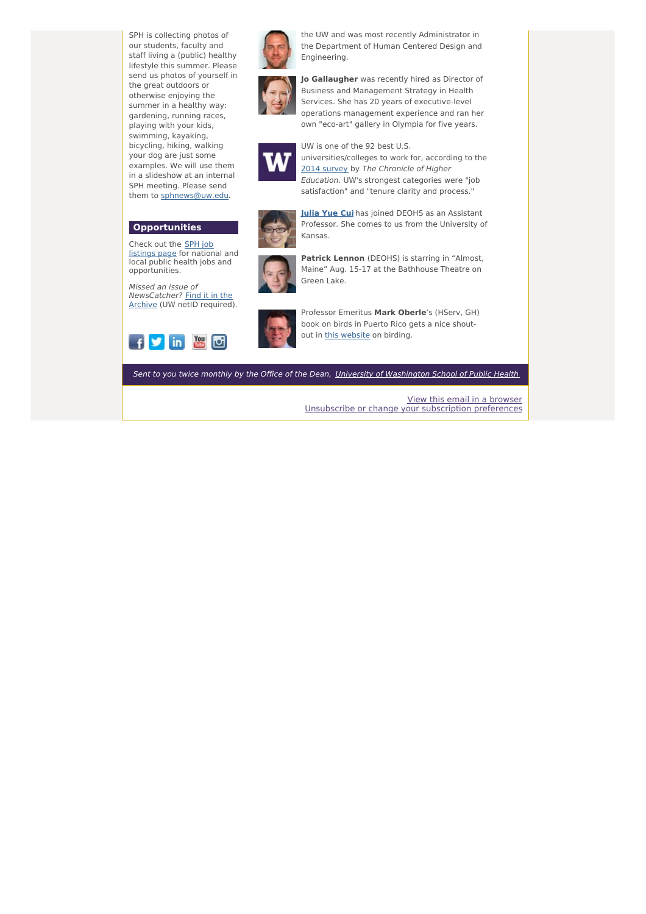SPH is collecting photos of our students, faculty and staff living a (public) healthy lifestyle this summer. Please send us photos of yourself in the great outdoors or otherwise enjoying the summer in a healthy way: gardening, running races, playing with your kids, swimming, kayaking, bicycling, hiking, walking your dog are just some examples. We will use them in a slideshow at an internal SPH meeting. Please send them to sphnews@uw.edu.

## Opportunities

Check out the SPH job listings page for national and local public health jobs and opportunities.

*Missed an issue of NewsCatcher?* Find it in the Archive (UW netID required).

the UW and was most recently Administrator in the Department of Human Centered Design and Engineering.

**Jo Gallaugher** was recently hired as Director of Business and Management Strategy in Health Services. She has 20 years of executive-level operations management experience and ran her own "eco-art" gallery in Olympia for five years.

UW is one of the 92 best U.S. universities/colleges to work for, according to the 2014 survey by *The Chronicle of Higher Education*. UW's strongest categories were "job satisfaction" and "tenure clarity and process."

**Julia Yue Cui** has joined DEOHS as an Assistant Professor. She comes to us from the University of Kansas.

**Patrick Lennon** (DEOHS) is starring in “Almost, Maine” Aug. 15-17 at the Bathhouse Theatre on Green Lake.

Professor Emeritus **Mark Oberle**’s (HServ, GH) book on birds in Puerto Rico gets a nice shout-out in this website on birding.

*Sent to you twice monthly by the Office of the Dean, University of Washington School of Public Health*

View this email in a browser
Unsubscribe or change your subscription preferences